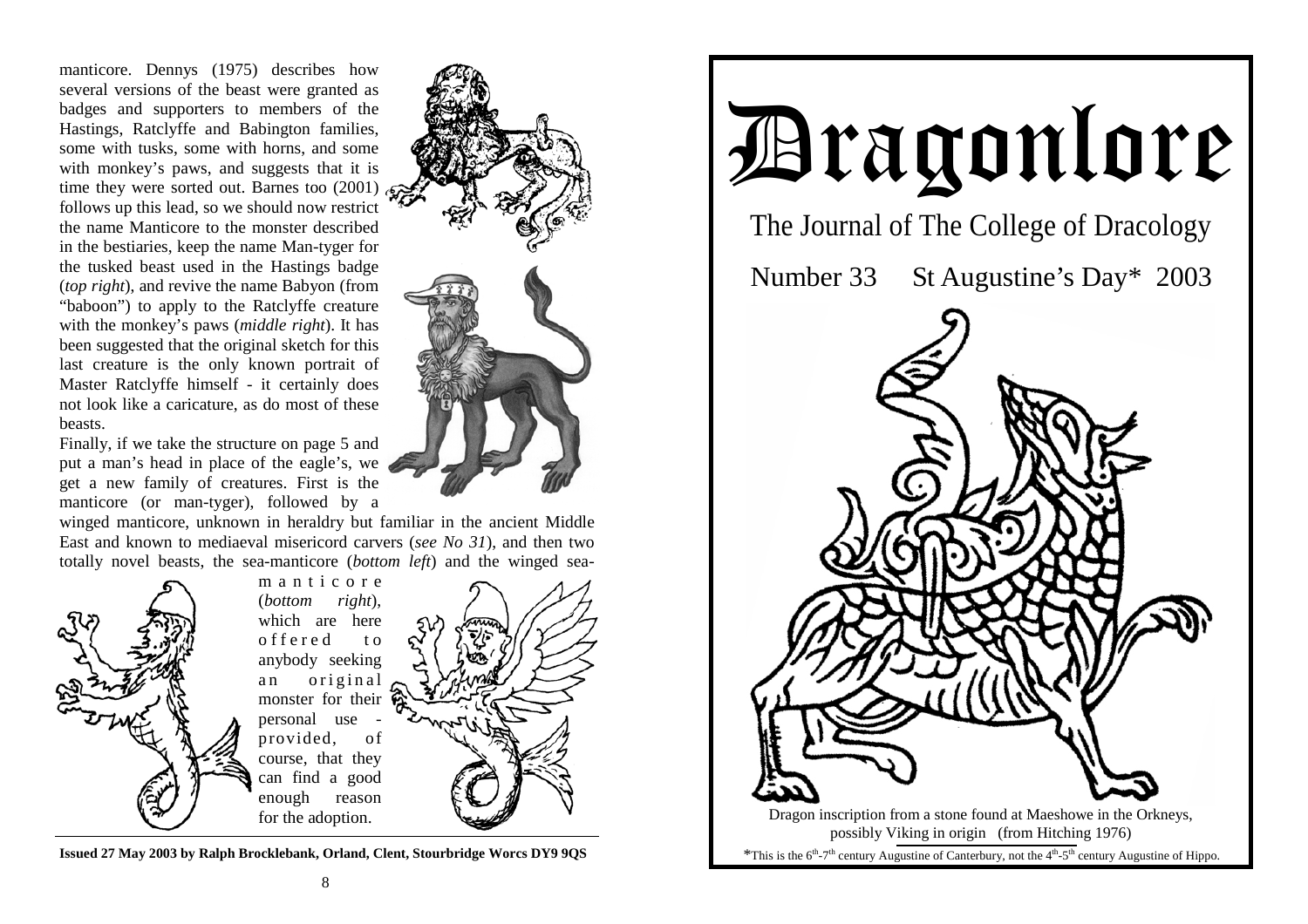manticore. Dennys (1975) describes how several versions of the beast were granted as badges and supporters to members of the Hastings, Ratclyffe and Babington families, some with tusks, some with horns, and some with monkey's paws, and suggests that it is time they were sorted out. Barnes too (2001) follows up this lead, so we should now restrict the name Manticore to the monster described in the bestiaries, keep the name Man-tyger for the tusked beast used in the Hastings badge (*top right*), and revive the name Babyon (from "baboon") to apply to the Ratclyffe creature with the monkey's paws (*middle right*). It has been suggested that the original sketch for this last creature is the only known portrait of Master Ratclyffe himself - it certainly does not look like a caricature, as do most of these beasts.

Finally, if we take the structure on page 5 and put a man's head in place of the eagle's, we get a new family of creatures. First is the manticore (or man-tyger), followed by a winged manticore, unknown in heraldry but familiar in the ancient Middle East and known to mediaeval misericord carvers (*see No 31*), and then two totally novel beasts, the sea-manticore (*bottom left*) and the winged sea-manticore (*bottom right*), which are here offered to anybody seeking an original monster for their personal use - provided, of course, that they can find a good enough reason for the adoption.

**Issued 27 May 2003 by Ralph Brocklebank, Orland, Clent, Stourbridge Worcs DY9 9QS**

# Dragonlore

## The Journal of The College of Dracology

Number 33 St Augustine's Day* 2003

Dragon inscription from a stone found at Maeshowe in the Orkneys, possibly Viking in origin (from Hitching 1976)

*This is the 6th-7th century Augustine of Canterbury, not the 4th-5th century Augustine of Hippo.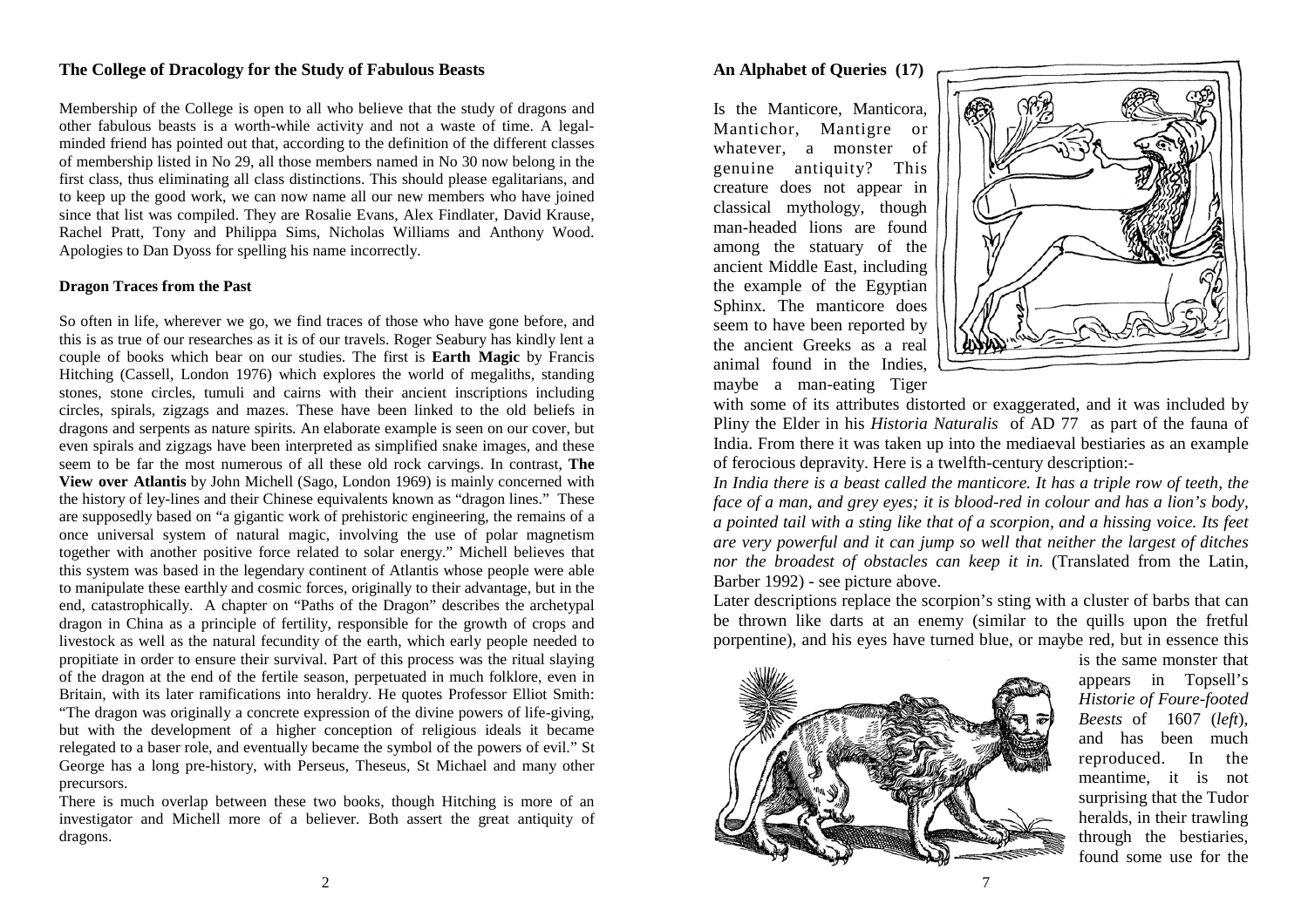### The College of Dracology for the Study of Fabulous Beasts

Membership of the College is open to all who believe that the study of dragons and other fabulous beasts is a worth-while activity and not a waste of time. A legal-minded friend has pointed out that, according to the definition of the different classes of membership listed in No 29, all those members named in No 30 now belong in the first class, thus eliminating all class distinctions. This should please egalitarians, and to keep up the good work, we can now name all our new members who have joined since that list was compiled. They are Rosalie Evans, Alex Findlater, David Krause, Rachel Pratt, Tony and Philippa Sims, Nicholas Williams and Anthony Wood. Apologies to Dan Dyoss for spelling his name incorrectly.

### Dragon Traces from the Past

So often in life, wherever we go, we find traces of those who have gone before, and this is as true of our researches as it is of our travels. Roger Seabury has kindly lent a couple of books which bear on our studies. The first is **Earth Magic** by Francis Hitching (Cassell, London 1976) which explores the world of megaliths, standing stones, stone circles, tumuli and cairns with their ancient inscriptions including circles, spirals, zigzags and mazes. These have been linked to the old beliefs in dragons and serpents as nature spirits. An elaborate example is seen on our cover, but even spirals and zigzags have been interpreted as simplified snake images, and these seem to be far the most numerous of all these old rock carvings. In contrast, **The View over Atlantis** by John Michell (Sago, London 1969) is mainly concerned with the history of ley-lines and their Chinese equivalents known as "dragon lines." These are supposedly based on "a gigantic work of prehistoric engineering, the remains of a once universal system of natural magic, involving the use of polar magnetism together with another positive force related to solar energy." Michell believes that this system was based in the legendary continent of Atlantis whose people were able to manipulate these earthly and cosmic forces, originally to their advantage, but in the end, catastrophically. A chapter on "Paths of the Dragon" describes the archetypal dragon in China as a principle of fertility, responsible for the growth of crops and livestock as well as the natural fecundity of the earth, which early people needed to propitiate in order to ensure their survival. Part of this process was the ritual slaying of the dragon at the end of the fertile season, perpetuated in much folklore, even in Britain, with its later ramifications into heraldry. He quotes Professor Elliot Smith: "The dragon was originally a concrete expression of the divine powers of life-giving, but with the development of a higher conception of religious ideals it became relegated to a baser role, and eventually became the symbol of the powers of evil." St George has a long pre-history, with Perseus, Theseus, St Michael and many other precursors.

There is much overlap between these two books, though Hitching is more of an investigator and Michell more of a believer. Both assert the great antiquity of dragons.

### An Alphabet of Queries (17)

Is the Manticore, Manticora, Mantichor, Mantigre or whatever, a monster of genuine antiquity? This creature does not appear in classical mythology, though man-headed lions are found among the statuary of the ancient Middle East, including the example of the Egyptian Sphinx. The manticore does seem to have been reported by the ancient Greeks as a real animal found in the Indies, maybe a man-eating Tiger with some of its attributes distorted or exaggerated, and it was included by Pliny the Elder in his *Historia Naturalis* of AD 77 as part of the fauna of India. From there it was taken up into the mediaeval bestiaries as an example of ferocious depravity. Here is a twelfth-century description:-

*In India there is a beast called the manticore. It has a triple row of teeth, the face of a man, and grey eyes; it is blood-red in colour and has a lion's body, a pointed tail with a sting like that of a scorpion, and a hissing voice. Its feet are very powerful and it can jump so well that neither the largest of ditches nor the broadest of obstacles can keep it in.* (Translated from the Latin, Barber 1992) - see picture above.

Later descriptions replace the scorpion's sting with a cluster of barbs that can be thrown like darts at an enemy (similar to the quills upon the fretful porpentine), and his eyes have turned blue, or maybe red, but in essence this is the same monster that appears in Topsell's *Historie of Foure-footed Beests* of 1607 (*left*), and has been much reproduced. In the meantime, it is not surprising that the Tudor heralds, in their trawling through the bestiaries, found some use for the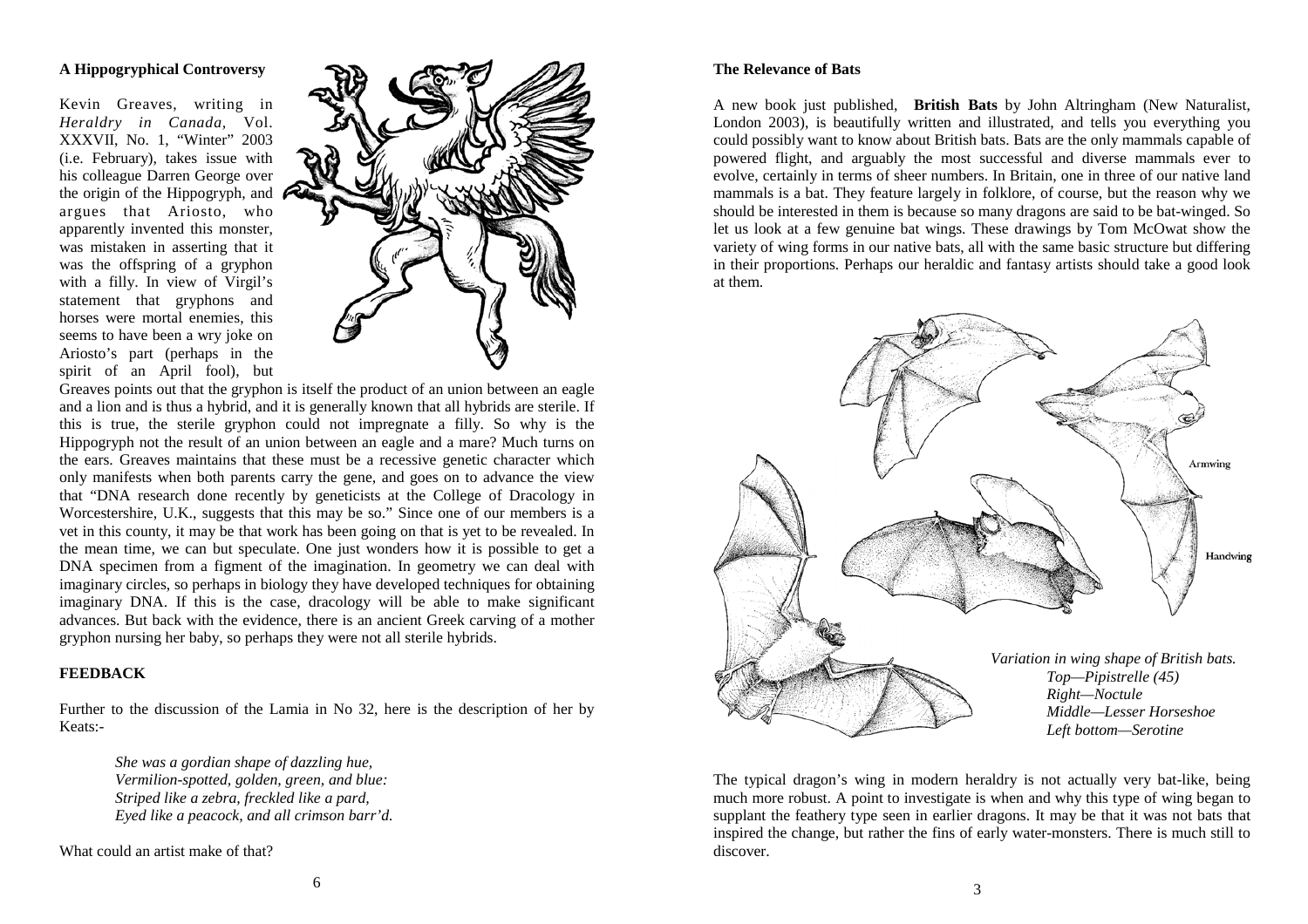## A Hippogryphical Controversy

Kevin Greaves, writing in *Heraldry in Canada*, Vol. XXXVII, No. 1, "Winter" 2003 (i.e. February), takes issue with his colleague Darren George over the origin of the Hippogryph, and argues that Ariosto, who apparently invented this monster, was mistaken in asserting that it was the offspring of a gryphon with a filly. In view of Virgil's statement that gryphons and horses were mortal enemies, this seems to have been a wry joke on Ariosto's part (perhaps in the spirit of an April fool), but Greaves points out that the gryphon is itself the product of an union between an eagle and a lion and is thus a hybrid, and it is generally known that all hybrids are sterile. If this is true, the sterile gryphon could not impregnate a filly. So why is the Hippogryph not the result of an union between an eagle and a mare? Much turns on the ears. Greaves maintains that these must be a recessive genetic character which only manifests when both parents carry the gene, and goes on to advance the view that "DNA research done recently by geneticists at the College of Dracology in Worcestershire, U.K., suggests that this may be so." Since one of our members is a vet in this county, it may be that work has been going on that is yet to be revealed. In the mean time, we can but speculate. One just wonders how it is possible to get a DNA specimen from a figment of the imagination. In geometry we can deal with imaginary circles, so perhaps in biology they have developed techniques for obtaining imaginary DNA. If this is the case, dracology will be able to make significant advances. But back with the evidence, there is an ancient Greek carving of a mother gryphon nursing her baby, so perhaps they were not all sterile hybrids.

## FEEDBACK

Further to the discussion of the Lamia in No 32, here is the description of her by Keats:-

> *She was a gordian shape of dazzling hue,*
> *Vermilion-spotted, golden, green, and blue:*
> *Striped like a zebra, freckled like a pard,*
> *Eyed like a peacock, and all crimson barr'd.*

What could an artist make of that?

## The Relevance of Bats

A new book just published, **British Bats** by John Altringham (New Naturalist, London 2003), is beautifully written and illustrated, and tells you everything you could possibly want to know about British bats. Bats are the only mammals capable of powered flight, and arguably the most successful and diverse mammals ever to evolve, certainly in terms of sheer numbers. In Britain, one in three of our native land mammals is a bat. They feature largely in folklore, of course, but the reason why we should be interested in them is because so many dragons are said to be bat-winged. So let us look at a few genuine bat wings. These drawings by Tom McOwat show the variety of wing forms in our native bats, all with the same basic structure but differing in their proportions. Perhaps our heraldic and fantasy artists should take a good look at them.

Armwing

Handwing

*Variation in wing shape of British bats.*
*Top—Pipistrelle (45)*
*Right—Noctule*
*Middle—Lesser Horseshoe*
*Left bottom—Serotine*

The typical dragon's wing in modern heraldry is not actually very bat-like, being much more robust. A point to investigate is when and why this type of wing began to supplant the feathery type seen in earlier dragons. It may be that it was not bats that inspired the change, but rather the fins of early water-monsters. There is much still to discover.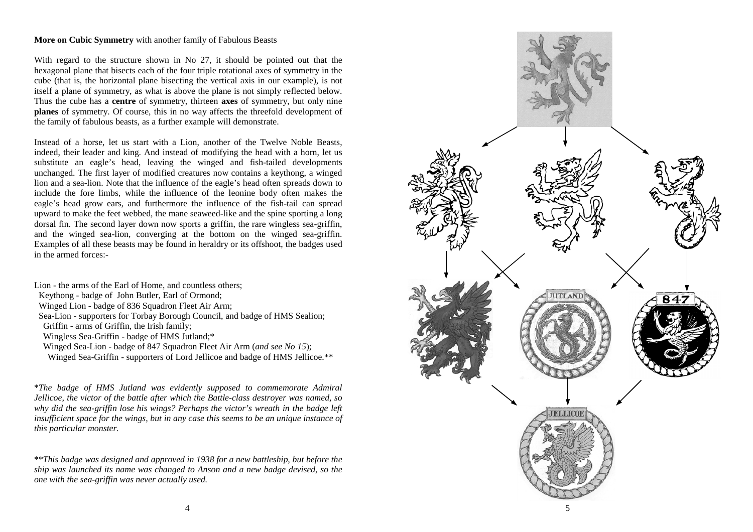**More on Cubic Symmetry** with another family of Fabulous Beasts

With regard to the structure shown in No 27, it should be pointed out that the hexagonal plane that bisects each of the four triple rotational axes of symmetry in the cube (that is, the horizontal plane bisecting the vertical axis in our example), is not itself a plane of symmetry, as what is above the plane is not simply reflected below. Thus the cube has a **centre** of symmetry, thirteen **axes** of symmetry, but only nine **planes** of symmetry. Of course, this in no way affects the threefold development of the family of fabulous beasts, as a further example will demonstrate.

Instead of a horse, let us start with a Lion, another of the Twelve Noble Beasts, indeed, their leader and king. And instead of modifying the head with a horn, let us substitute an eagle's head, leaving the winged and fish-tailed developments unchanged. The first layer of modified creatures now contains a keythong, a winged lion and a sea-lion. Note that the influence of the eagle's head often spreads down to include the fore limbs, while the influence of the leonine body often makes the eagle's head grow ears, and furthermore the influence of the fish-tail can spread upward to make the feet webbed, the mane seaweed-like and the spine sporting a long dorsal fin. The second layer down now sports a griffin, the rare wingless sea-griffin, and the winged sea-lion, converging at the bottom on the winged sea-griffin. Examples of all these beasts may be found in heraldry or its offshoot, the badges used in the armed forces:-

Lion - the arms of the Earl of Home, and countless others;
Keythong - badge of John Butler, Earl of Ormond;
Winged Lion - badge of 836 Squadron Fleet Air Arm;
Sea-Lion - supporters for Torbay Borough Council, and badge of HMS Sealion;
Griffin - arms of Griffin, the Irish family;
Wingless Sea-Griffin - badge of HMS Jutland;*
Winged Sea-Lion - badge of 847 Squadron Fleet Air Arm (*and see No 15*);
Winged Sea-Griffin - supporters of Lord Jellicoe and badge of HMS Jellicoe.**

*\*The badge of HMS Jutland was evidently supposed to commemorate Admiral Jellicoe, the victor of the battle after which the Battle-class destroyer was named, so why did the sea-griffin lose his wings? Perhaps the victor's wreath in the badge left insufficient space for the wings, but in any case this seems to be an unique instance of this particular monster.*

*\*\*This badge was designed and approved in 1938 for a new battleship, but before the ship was launched its name was changed to Anson and a new badge devised, so the one with the sea-griffin was never actually used.*

JUTLAND

847

JELLICOE